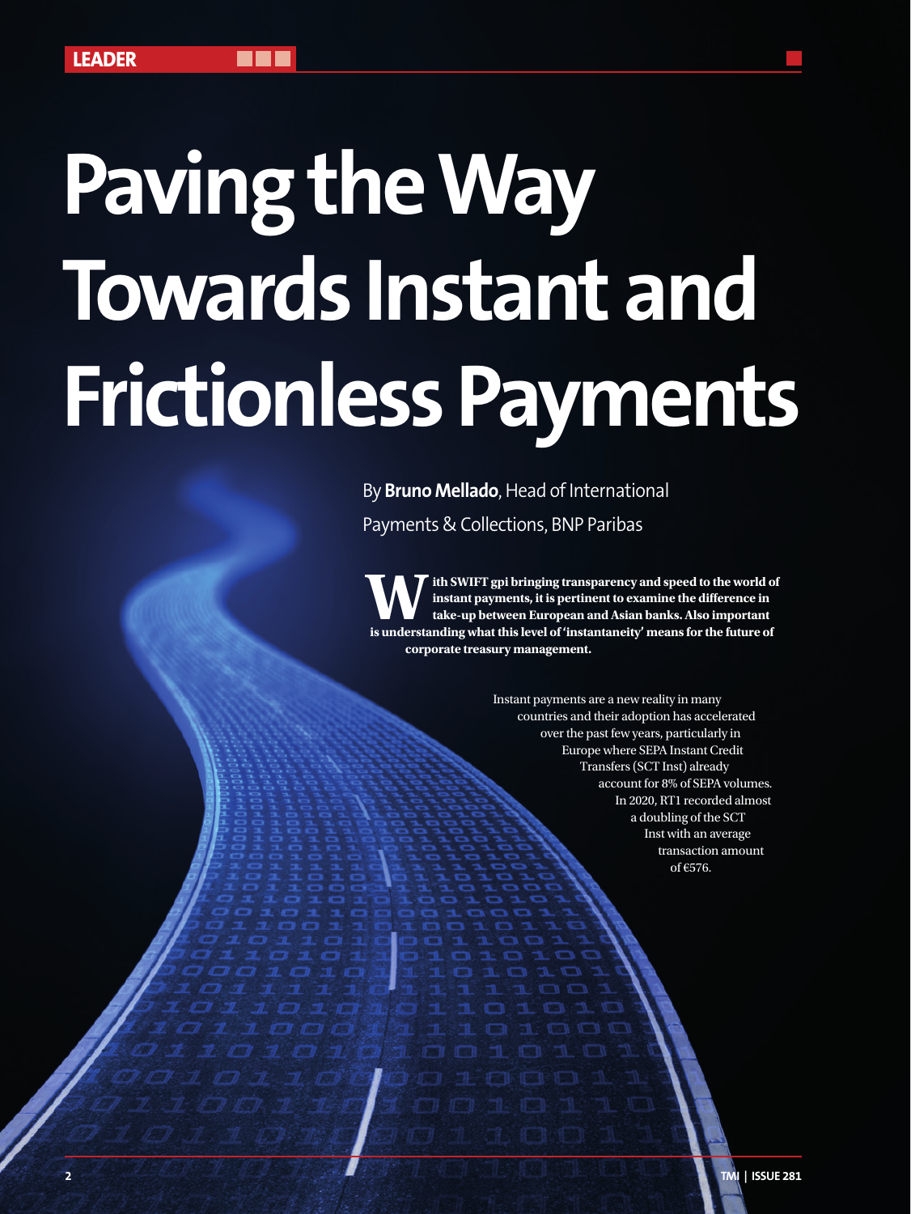# Paving the Way Towards Instant and Frictionless Payments

By **Bruno Mellado**, Head of International Payments & Collections, BNP Paribas

**With SWIFT gpi bringing transparency and speed to the world of instant payments, it is pertinent to examine the difference in take-up between European and Asian banks. Also important is understanding what this level of 'instantaneity' means for the future of corporate treasury management.**

Instant payments are a new reality in many countries and their adoption has accelerated over the past few years, particularly in Europe where SEPA Instant Credit Transfers (SCT Inst) already account for 8% of SEPA volumes. In 2020, RT1 recorded almost a doubling of the SCT Inst with an average transaction amount of €576.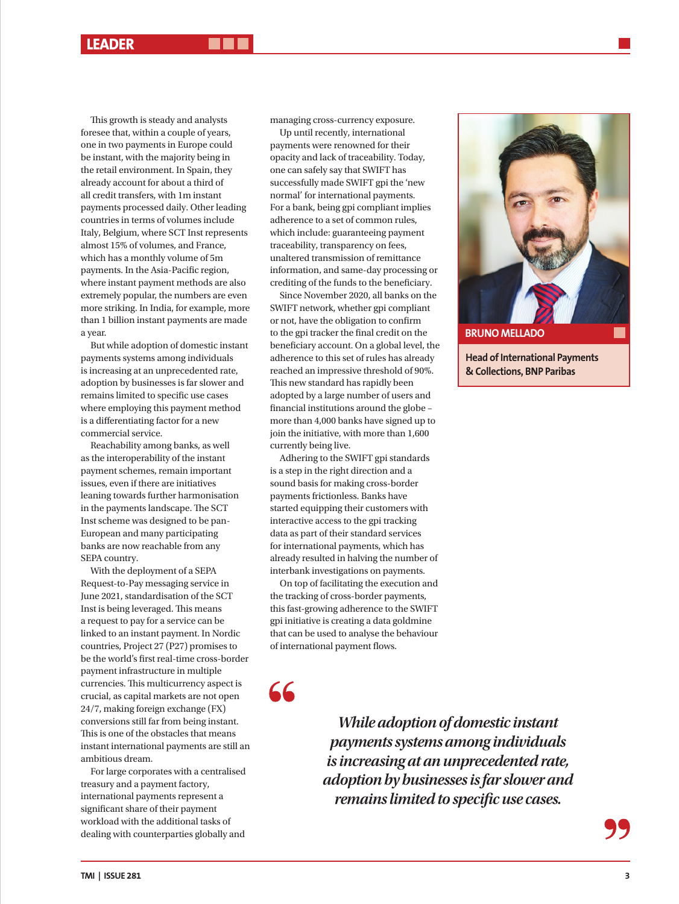This growth is steady and analysts foresee that, within a couple of years, one in two payments in Europe could be instant, with the majority being in the retail environment. In Spain, they already account for about a third of all credit transfers, with 1m instant payments processed daily. Other leading countries in terms of volumes include Italy, Belgium, where SCT Inst represents almost 15% of volumes, and France, which has a monthly volume of 5m payments. In the Asia-Pacific region, where instant payment methods are also extremely popular, the numbers are even more striking. In India, for example, more than 1 billion instant payments are made a year.

But while adoption of domestic instant payments systems among individuals is increasing at an unprecedented rate, adoption by businesses is far slower and remains limited to specific use cases where employing this payment method is a differentiating factor for a new commercial service.

Reachability among banks, as well as the interoperability of the instant payment schemes, remain important issues, even if there are initiatives leaning towards further harmonisation in the payments landscape. The SCT Inst scheme was designed to be pan-European and many participating banks are now reachable from any SEPA country.

With the deployment of a SEPA Request-to-Pay messaging service in June 2021, standardisation of the SCT Inst is being leveraged. This means a request to pay for a service can be linked to an instant payment. In Nordic countries, Project 27 (P27) promises to be the world's first real-time cross-border payment infrastructure in multiple currencies. This multicurrency aspect is crucial, as capital markets are not open 24/7, making foreign exchange (FX) conversions still far from being instant. This is one of the obstacles that means instant international payments are still an ambitious dream.

For large corporates with a centralised treasury and a payment factory, international payments represent a significant share of their payment workload with the additional tasks of dealing with counterparties globally and managing cross-currency exposure.

Up until recently, international payments were renowned for their opacity and lack of traceability. Today, one can safely say that SWIFT has successfully made SWIFT gpi the 'new normal' for international payments. For a bank, being gpi compliant implies adherence to a set of common rules, which include: guaranteeing payment traceability, transparency on fees, unaltered transmission of remittance information, and same-day processing or crediting of the funds to the beneficiary.

Since November 2020, all banks on the SWIFT network, whether gpi compliant or not, have the obligation to confirm to the gpi tracker the final credit on the beneficiary account. On a global level, the adherence to this set of rules has already reached an impressive threshold of 90%. This new standard has rapidly been adopted by a large number of users and financial institutions around the globe – more than 4,000 banks have signed up to join the initiative, with more than 1,600 currently being live.

Adhering to the SWIFT gpi standards is a step in the right direction and a sound basis for making cross-border payments frictionless. Banks have started equipping their customers with interactive access to the gpi tracking data as part of their standard services for international payments, which has already resulted in halving the number of interbank investigations on payments.

On top of facilitating the execution and the tracking of cross-border payments, this fast-growing adherence to the SWIFT gpi initiative is creating a data goldmine that can be used to analyse the behaviour of international payment flows.

**BRUNO MELLADO**

**Head of International Payments & Collections, BNP Paribas**

> *While adoption of domestic instant payments systems among individuals is increasing at an unprecedented rate, adoption by businesses is far slower and remains limited to specific use cases.*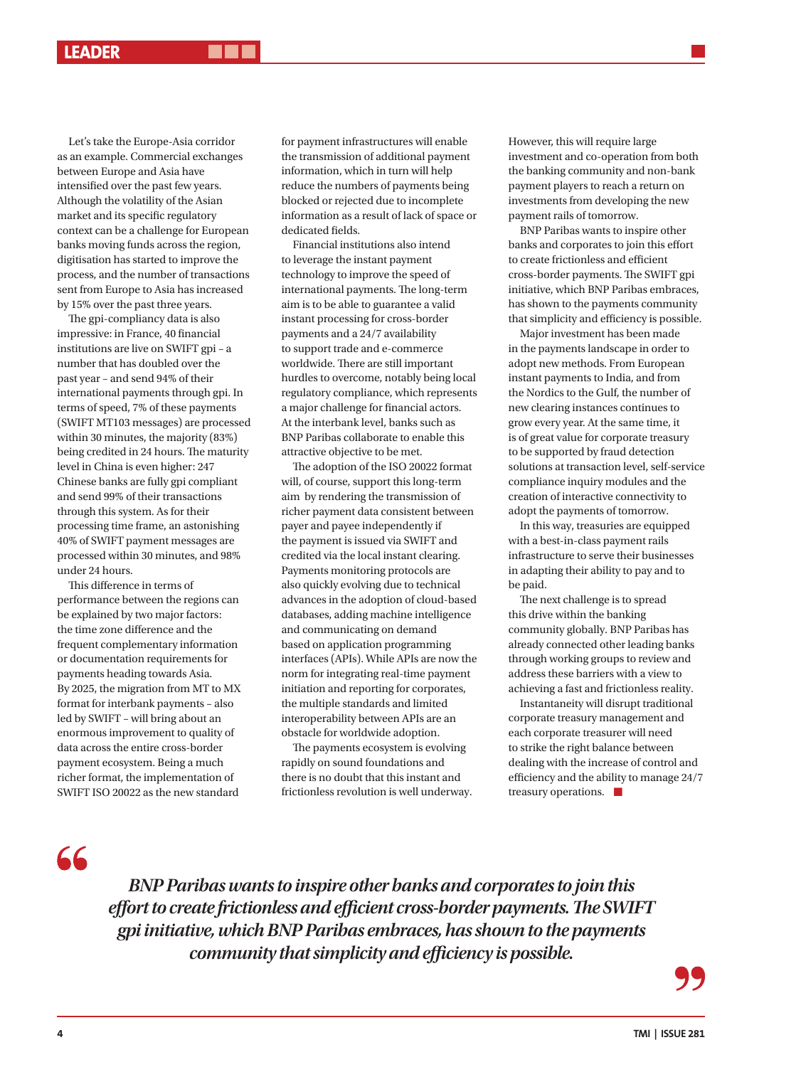Let's take the Europe-Asia corridor as an example. Commercial exchanges between Europe and Asia have intensified over the past few years. Although the volatility of the Asian market and its specific regulatory context can be a challenge for European banks moving funds across the region, digitisation has started to improve the process, and the number of transactions sent from Europe to Asia has increased by 15% over the past three years.

The gpi-compliancy data is also impressive: in France, 40 financial institutions are live on SWIFT gpi – a number that has doubled over the past year – and send 94% of their international payments through gpi. In terms of speed, 7% of these payments (SWIFT MT103 messages) are processed within 30 minutes, the majority (83%) being credited in 24 hours. The maturity level in China is even higher: 247 Chinese banks are fully gpi compliant and send 99% of their transactions through this system. As for their processing time frame, an astonishing 40% of SWIFT payment messages are processed within 30 minutes, and 98% under 24 hours.

This difference in terms of performance between the regions can be explained by two major factors: the time zone difference and the frequent complementary information or documentation requirements for payments heading towards Asia. By 2025, the migration from MT to MX format for interbank payments – also led by SWIFT – will bring about an enormous improvement to quality of data across the entire cross-border payment ecosystem. Being a much richer format, the implementation of SWIFT ISO 20022 as the new standard for payment infrastructures will enable the transmission of additional payment information, which in turn will help reduce the numbers of payments being blocked or rejected due to incomplete information as a result of lack of space or dedicated fields.

Financial institutions also intend to leverage the instant payment technology to improve the speed of international payments. The long-term aim is to be able to guarantee a valid instant processing for cross-border payments and a 24/7 availability to support trade and e-commerce worldwide. There are still important hurdles to overcome, notably being local regulatory compliance, which represents a major challenge for financial actors. At the interbank level, banks such as BNP Paribas collaborate to enable this attractive objective to be met.

The adoption of the ISO 20022 format will, of course, support this long-term aim by rendering the transmission of richer payment data consistent between payer and payee independently if the payment is issued via SWIFT and credited via the local instant clearing. Payments monitoring protocols are also quickly evolving due to technical advances in the adoption of cloud-based databases, adding machine intelligence and communicating on demand based on application programming interfaces (APIs). While APIs are now the norm for integrating real-time payment initiation and reporting for corporates, the multiple standards and limited interoperability between APIs are an obstacle for worldwide adoption.

The payments ecosystem is evolving rapidly on sound foundations and there is no doubt that this instant and frictionless revolution is well underway. However, this will require large investment and co-operation from both the banking community and non-bank payment players to reach a return on investments from developing the new payment rails of tomorrow.

BNP Paribas wants to inspire other banks and corporates to join this effort to create frictionless and efficient cross-border payments. The SWIFT gpi initiative, which BNP Paribas embraces, has shown to the payments community that simplicity and efficiency is possible.

Major investment has been made in the payments landscape in order to adopt new methods. From European instant payments to India, and from the Nordics to the Gulf, the number of new clearing instances continues to grow every year. At the same time, it is of great value for corporate treasury to be supported by fraud detection solutions at transaction level, self-service compliance inquiry modules and the creation of interactive connectivity to adopt the payments of tomorrow.

In this way, treasuries are equipped with a best-in-class payment rails infrastructure to serve their businesses in adapting their ability to pay and to be paid.

The next challenge is to spread this drive within the banking community globally. BNP Paribas has already connected other leading banks through working groups to review and address these barriers with a view to achieving a fast and frictionless reality.

Instantaneity will disrupt traditional corporate treasury management and each corporate treasurer will need to strike the right balance between dealing with the increase of control and efficiency and the ability to manage 24/7 treasury operations. ■

> ***BNP Paribas wants to inspire other banks and corporates to join this effort to create frictionless and efficient cross-border payments. The SWIFT gpi initiative, which BNP Paribas embraces, has shown to the payments community that simplicity and efficiency is possible.***